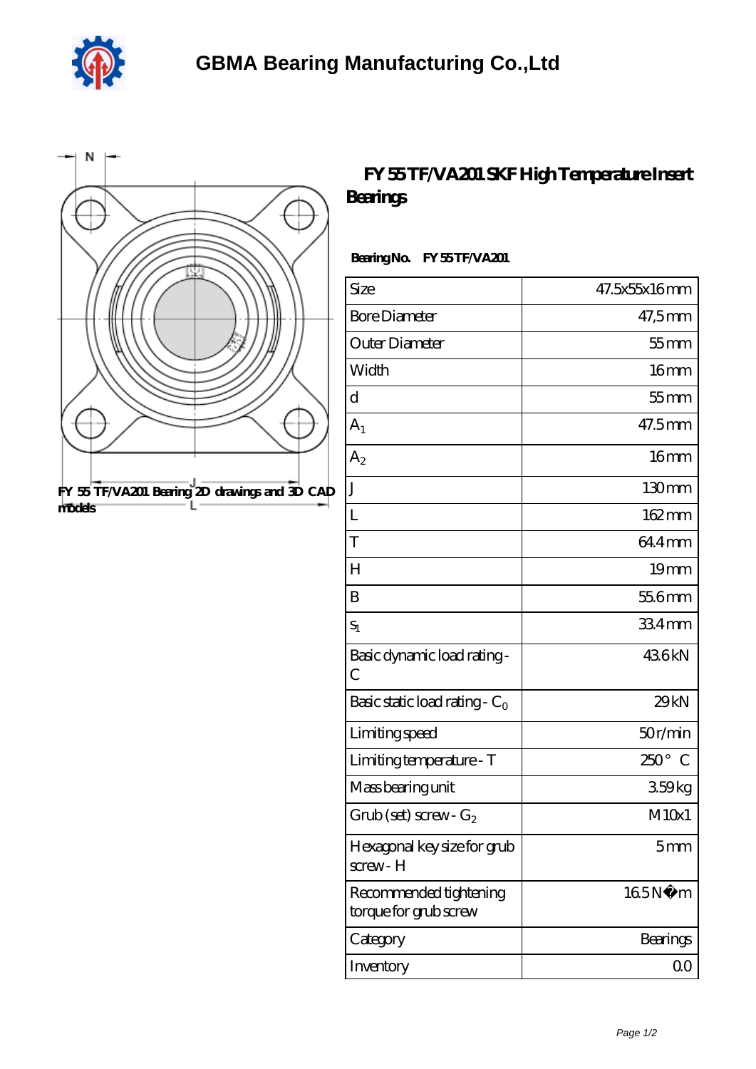# GBMA Bearing Manufacturing Co.,Ltd

FY 55 TF/VA201 Bearing 2D drawings and 3D CAD models

## FY 55 TF/VA201 SKF High Temperature Insert Bearings

**Bearing No. FY 55 TF/VA201**

| Size | 47.5x55x16 mm |
|---|---|
| Bore Diameter | 47,5 mm |
| Outer Diameter | 55 mm |
| Width | 16 mm |
| d | 55 mm |
| $A_1$ | 47.5 mm |
| $A_2$ | 16 mm |
| J | 130 mm |
| L | 162 mm |
| T | 64.4 mm |
| H | 19 mm |
| B | 55.6 mm |
| $s_1$ | 33.4 mm |
| Basic dynamic load rating - C | 43.6 kN |
| Basic static load rating - $C_0$ | 29 kN |
| Limiting speed | 50 r/min |
| Limiting temperature - T | 250 ° C |
| Mass bearing unit | 3.59 kg |
| Grub (set) screw - $G_2$ | M10x1 |
| Hexagonal key size for grub screw - H | 5 mm |
| Recommended tightening torque for grub screw | 16.5 N�m |
| Category | Bearings |
| Inventory | 0.0 |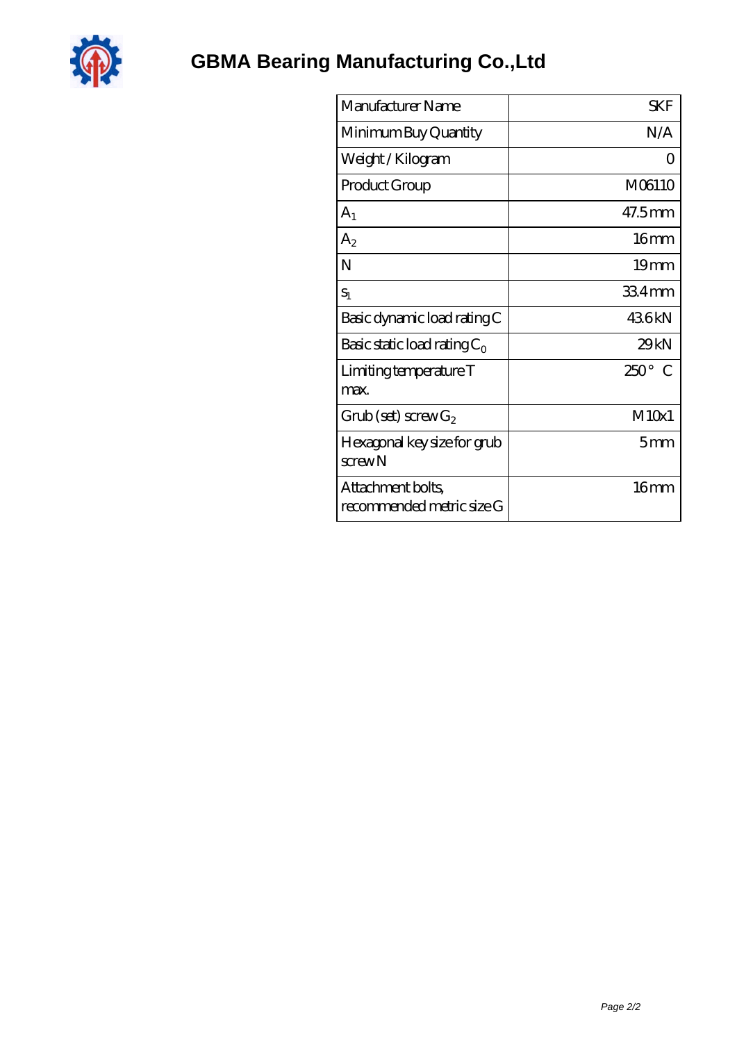# GBMA Bearing Manufacturing Co.,Ltd

| | |
|---|---|
| Manufacturer Name | SKF |
| Minimum Buy Quantity | N/A |
| Weight / Kilogram | 0 |
| Product Group | M06110 |
| $A_1$ | 47.5 mm |
| $A_2$ | 16 mm |
| N | 19 mm |
| $s_1$ | 33.4 mm |
| Basic dynamic load rating C | 43.6 kN |
| Basic static load rating $C_0$ | 29 kN |
| Limiting temperature T max. | 250 ° C |
| Grub (set) screw $G_2$ | M10x1 |
| Hexagonal key size for grub screw N | 5 mm |
| Attachment bolts, recommended metric size G | 16 mm |